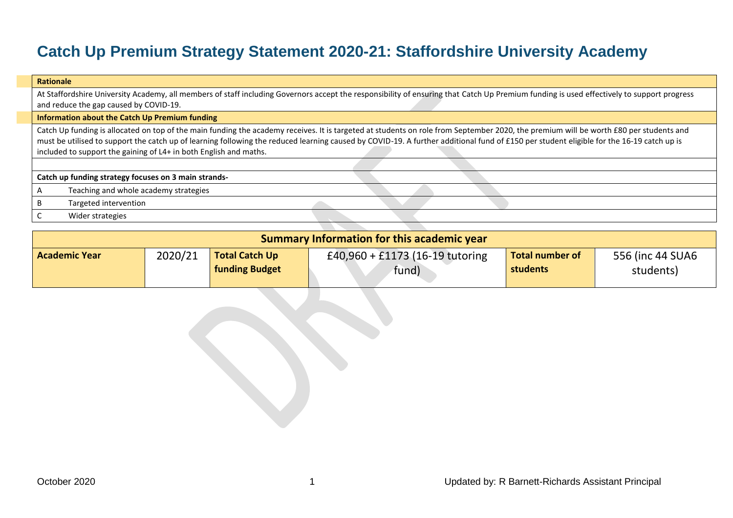# Catch Up Premium Strategy Statement 2020-21: Staffordshire University Academy

| **Rationale** | |
|---|---|
| At Staffordshire University Academy, all members of staff including Governors accept the responsibility of ensuring that Catch Up Premium funding is used effectively to support progress and reduce the gap caused by COVID-19. | |
| **Information about the Catch Up Premium funding** | |
| Catch Up funding is allocated on top of the main funding the academy receives. It is targeted at students on role from September 2020, the premium will be worth £80 per students and must be utilised to support the catch up of learning following the reduced learning caused by COVID-19. A further additional fund of £150 per student eligible for the 16-19 catch up is included to support the gaining of L4+ in both English and maths. | |
| | |
| **Catch up funding strategy focuses on 3 main strands-** | |
| A | Teaching and whole academy strategies |
| B | Targeted intervention |
| C | Wider strategies |

| **Summary Information for this academic year** | | | | | |
|---|---|---|---|---|---|
| **Academic Year** | 2020/21 | **Total Catch Up funding Budget** | £40,960 + £1173 (16-19 tutoring fund) | **Total number of students** | 556 (inc 44 SUA6 students) |

October 2020

Updated by: R Barnett-Richards Assistant Principal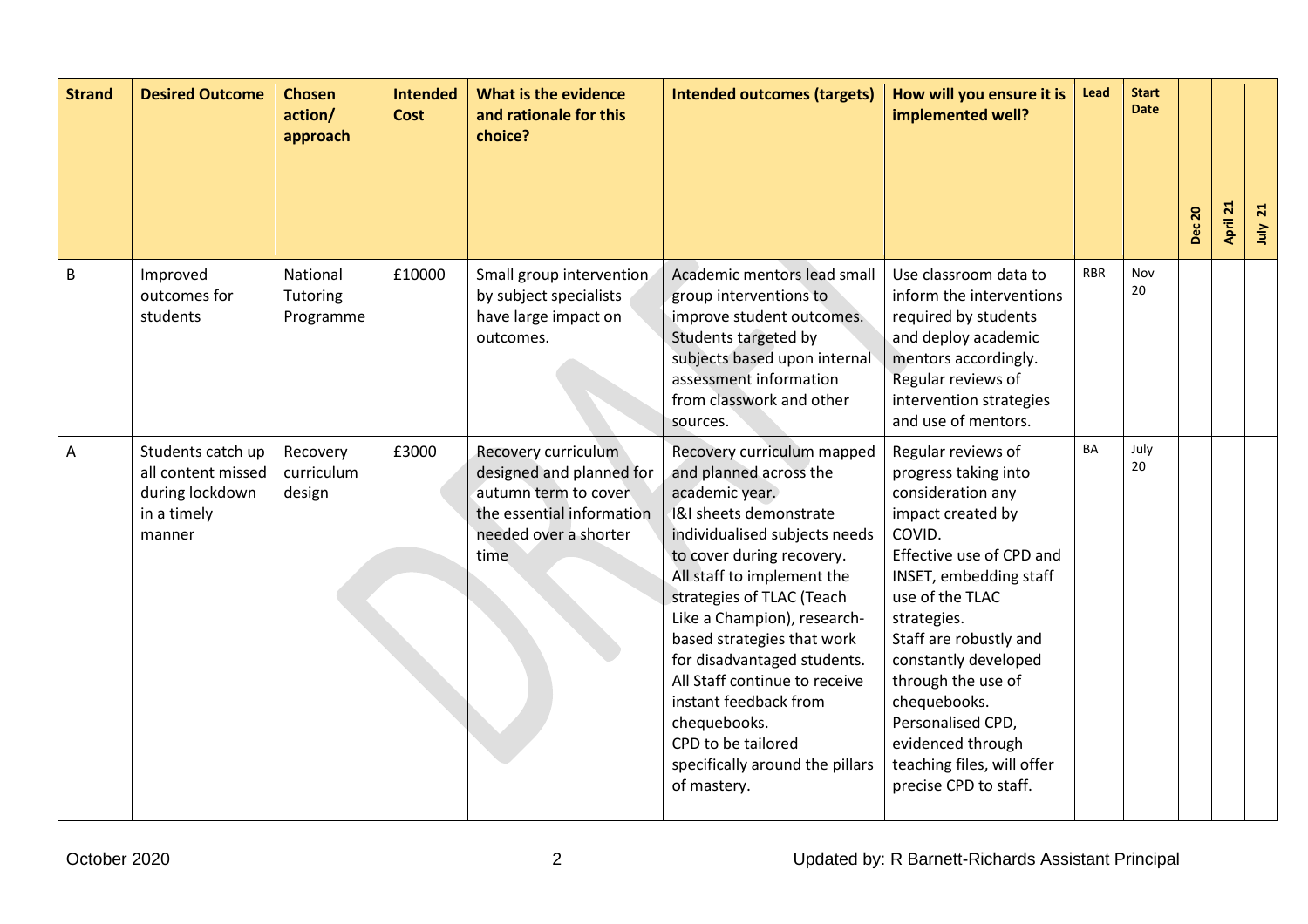| Strand | Desired Outcome | Chosen action/ approach | Intended Cost | What is the evidence and rationale for this choice? | Intended outcomes (targets) | How will you ensure it is implemented well? | Lead | Start Date | Dec 20 | April 21 | July 21 |
|---|---|---|---|---|---|---|---|---|---|---|---|
| B | Improved outcomes for students | National Tutoring Programme | £10000 | Small group intervention by subject specialists have large impact on outcomes. | Academic mentors lead small group interventions to improve student outcomes.<br>Students targeted by subjects based upon internal assessment information from classwork and other sources. | Use classroom data to inform the interventions required by students and deploy academic mentors accordingly.<br>Regular reviews of intervention strategies and use of mentors. | RBR | Nov 20 | | | |
| A | Students catch up all content missed during lockdown in a timely manner | Recovery curriculum design | £3000 | Recovery curriculum designed and planned for autumn term to cover the essential information needed over a shorter time | Recovery curriculum mapped and planned across the academic year.<br>I&I sheets demonstrate individualised subjects needs to cover during recovery.<br>All staff to implement the strategies of TLAC (Teach Like a Champion), research-based strategies that work for disadvantaged students.<br>All Staff continue to receive instant feedback from chequebooks.<br>CPD to be tailored specifically around the pillars of mastery. | Regular reviews of progress taking into consideration any impact created by COVID.<br>Effective use of CPD and INSET, embedding staff use of the TLAC strategies.<br>Staff are robustly and constantly developed through the use of chequebooks.<br>Personalised CPD, evidenced through teaching files, will offer precise CPD to staff. | BA | July 20 | | | |

October 2020 Updated by: R Barnett-Richards Assistant Principal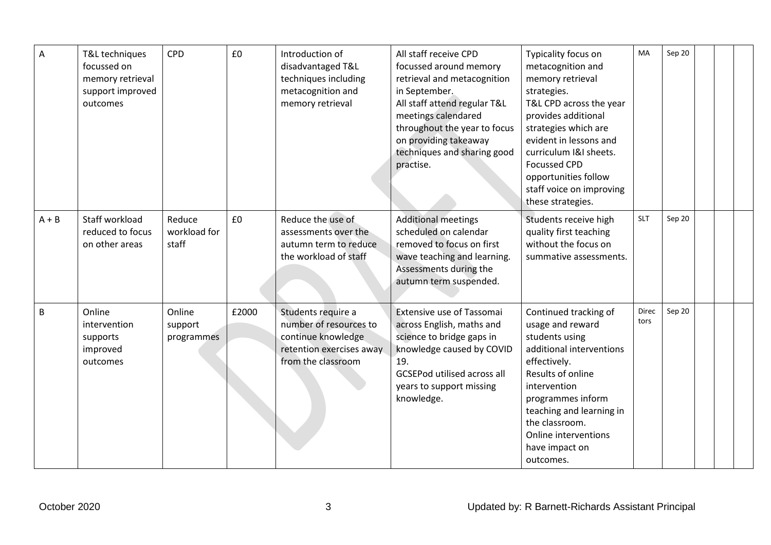| | | | | | | | | | | | |
|---|---|---|---|---|---|---|---|---|---|---|---|
| A | T&L techniques focussed on memory retrieval support improved outcomes | CPD | £0 | Introduction of disadvantaged T&L techniques including metacognition and memory retrieval | All staff receive CPD focussed around memory retrieval and metacognition in September.<br>All staff attend regular T&L meetings calendared throughout the year to focus on providing takeaway techniques and sharing good practise. | Typicality focus on metacognition and memory retrieval strategies.<br>T&L CPD across the year provides additional strategies which are evident in lessons and curriculum I&I sheets.<br>Focussed CPD opportunities follow staff voice on improving these strategies. | MA | Sep 20 | | | |
| A + B | Staff workload reduced to focus on other areas | Reduce workload for staff | £0 | Reduce the use of assessments over the autumn term to reduce the workload of staff | Additional meetings scheduled on calendar removed to focus on first wave teaching and learning.<br>Assessments during the autumn term suspended. | Students receive high quality first teaching without the focus on summative assessments. | SLT | Sep 20 | | | |
| B | Online intervention supports improved outcomes | Online support programmes | £2000 | Students require a number of resources to continue knowledge retention exercises away from the classroom | Extensive use of Tassomai across English, maths and science to bridge gaps in knowledge caused by COVID 19.<br>GCSEPod utilised across all years to support missing knowledge. | Continued tracking of usage and reward students using additional interventions effectively.<br>Results of online intervention programmes inform teaching and learning in the classroom.<br>Online interventions have impact on outcomes. | Directors | Sep 20 | | | |

October 2020 Updated by: R Barnett-Richards Assistant Principal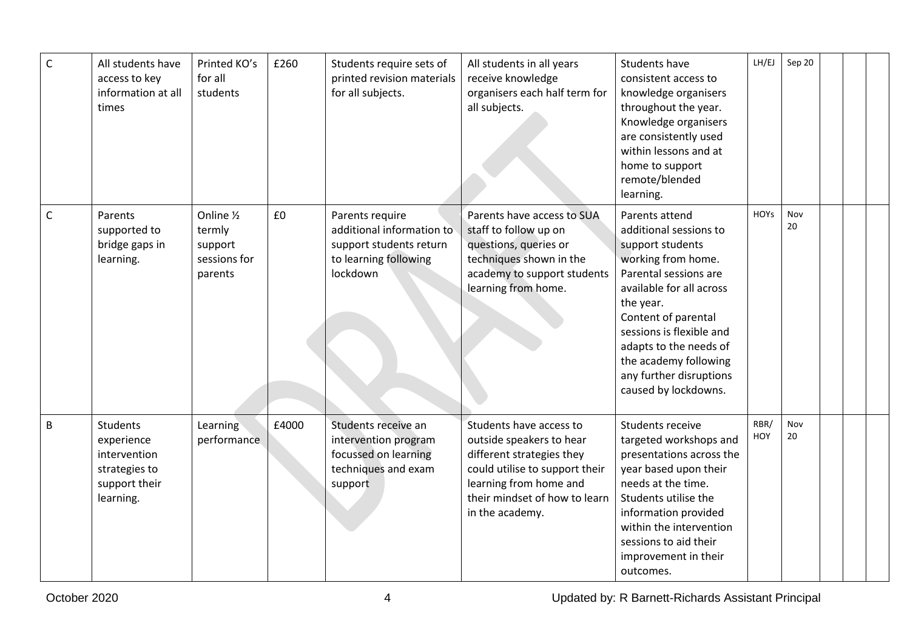| C | All students have access to key information at all times | Printed KO's for all students | £260 | Students require sets of printed revision materials for all subjects. | All students in all years receive knowledge organisers each half term for all subjects. | Students have consistent access to knowledge organisers throughout the year. Knowledge organisers are consistently used within lessons and at home to support remote/blended learning. | LH/EJ | Sep 20 | | | |
|---|---|---|---|---|---|---|---|---|---|---|---|
| C | Parents supported to bridge gaps in learning. | Online ½ termly support sessions for parents | £0 | Parents require additional information to support students return to learning following lockdown | Parents have access to SUA staff to follow up on questions, queries or techniques shown in the academy to support students learning from home. | Parents attend additional sessions to support students working from home. Parental sessions are available for all across the year. Content of parental sessions is flexible and adapts to the needs of the academy following any further disruptions caused by lockdowns. | HOYs | Nov 20 | | | |
| B | Students experience intervention strategies to support their learning. | Learning performance | £4000 | Students receive an intervention program focussed on learning techniques and exam support | Students have access to outside speakers to hear different strategies they could utilise to support their learning from home and their mindset of how to learn in the academy. | Students receive targeted workshops and presentations across the year based upon their needs at the time. Students utilise the information provided within the intervention sessions to aid their improvement in their outcomes. | RBR/ HOY | Nov 20 | | | |

October 2020 | Updated by: R Barnett-Richards Assistant Principal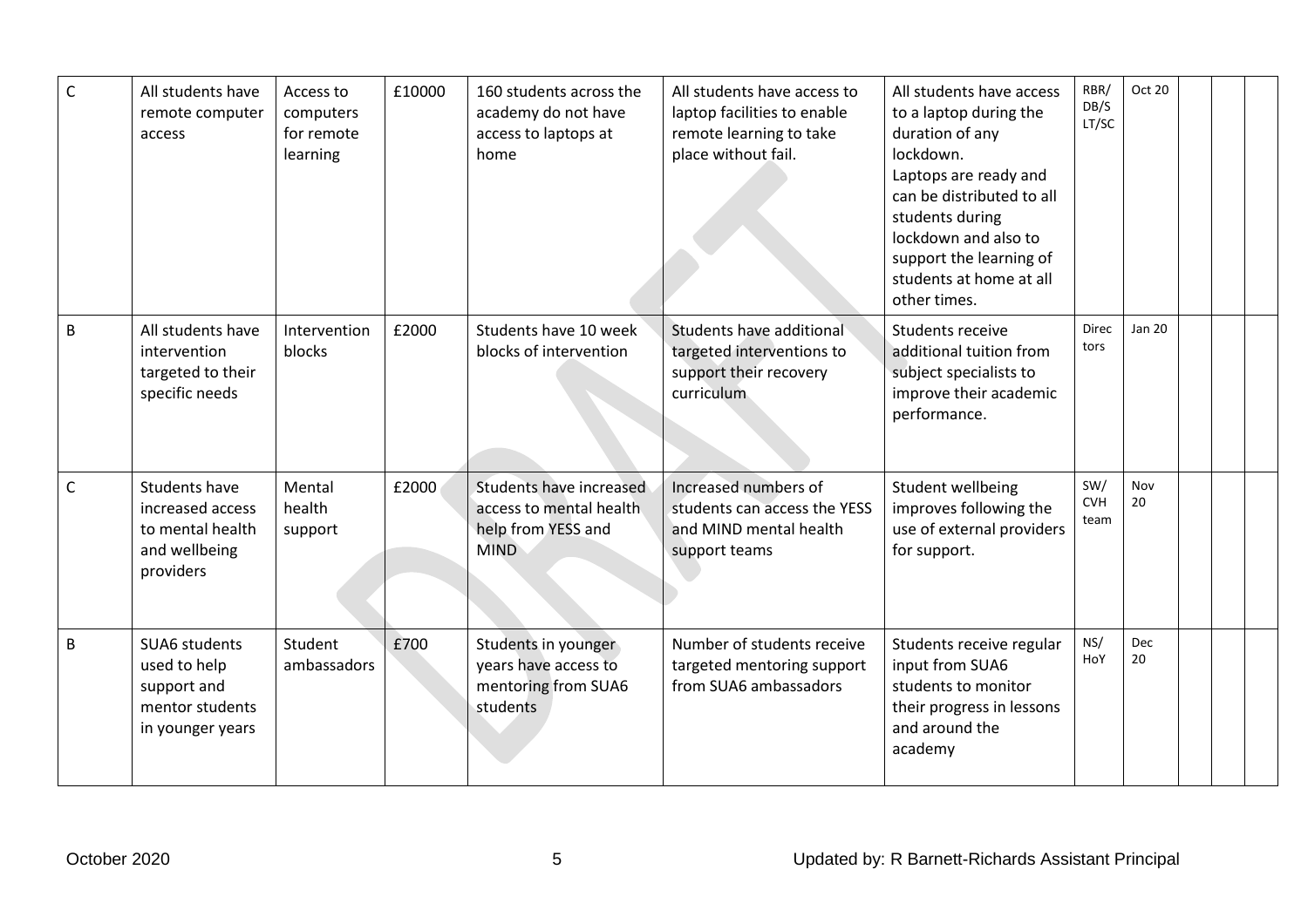| | | | | | | | | | | | |
|---|---|---|---|---|---|---|---|---|---|---|---|
| C | All students have remote computer access | Access to computers for remote learning | £10000 | 160 students across the academy do not have access to laptops at home | All students have access to laptop facilities to enable remote learning to take place without fail. | All students have access to a laptop during the duration of any lockdown. Laptops are ready and can be distributed to all students during lockdown and also to support the learning of students at home at all other times. | RBR/ DB/S LT/SC | Oct 20 | | | |
| B | All students have intervention targeted to their specific needs | Intervention blocks | £2000 | Students have 10 week blocks of intervention | Students have additional targeted interventions to support their recovery curriculum | Students receive additional tuition from subject specialists to improve their academic performance. | Directors | Jan 20 | | | |
| C | Students have increased access to mental health and wellbeing providers | Mental health support | £2000 | Students have increased access to mental health help from YESS and MIND | Increased numbers of students can access the YESS and MIND mental health support teams | Student wellbeing improves following the use of external providers for support. | SW/ CVH team | Nov 20 | | | |
| B | SUA6 students used to help support and mentor students in younger years | Student ambassadors | £700 | Students in younger years have access to mentoring from SUA6 students | Number of students receive targeted mentoring support from SUA6 ambassadors | Students receive regular input from SUA6 students to monitor their progress in lessons and around the academy | NS/ HoY | Dec 20 | | | |

October 2020 — Updated by: R Barnett-Richards Assistant Principal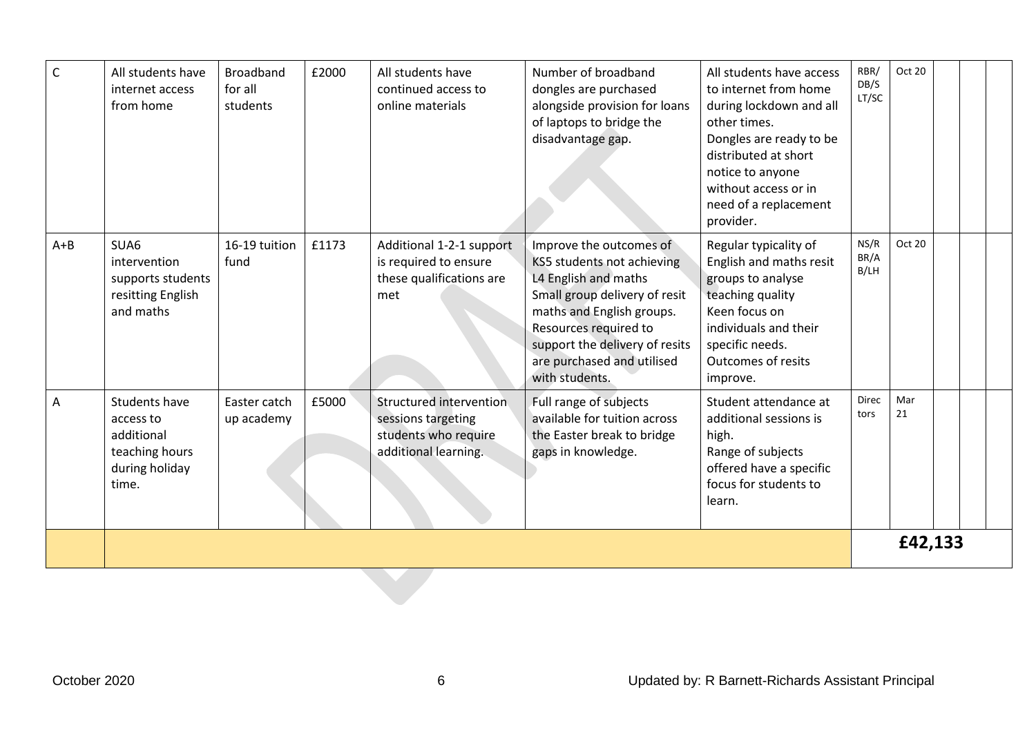| | | | | | | | | | | | | |
|---|---|---|---|---|---|---|---|---|---|---|---|---|
| C | All students have internet access from home | Broadband for all students | £2000 | All students have continued access to online materials | Number of broadband dongles are purchased alongside provision for loans of laptops to bridge the disadvantage gap. | All students have access to internet from home during lockdown and all other times.<br>Dongles are ready to be distributed at short notice to anyone without access or in need of a replacement provider. | RBR/DB/SLT/SC | Oct 20 | | | |
| A+B | SUA6 intervention supports students resitting English and maths | 16-19 tuition fund | £1173 | Additional 1-2-1 support is required to ensure these qualifications are met | Improve the outcomes of KS5 students not achieving L4 English and maths<br>Small group delivery of resit maths and English groups.<br>Resources required to support the delivery of resits are purchased and utilised with students. | Regular typicality of English and maths resit groups to analyse teaching quality<br>Keen focus on individuals and their specific needs.<br>Outcomes of resits improve. | NS/RBR/AB/LH | Oct 20 | | | |
| A | Students have access to additional teaching hours during holiday time. | Easter catch up academy | £5000 | Structured intervention sessions targeting students who require additional learning. | Full range of subjects available for tuition across the Easter break to bridge gaps in knowledge. | Student attendance at additional sessions is high.<br>Range of subjects offered have a specific focus for students to learn. | Directors | Mar 21 | | | |
| | | | | | | | | **£42,133** | | | |